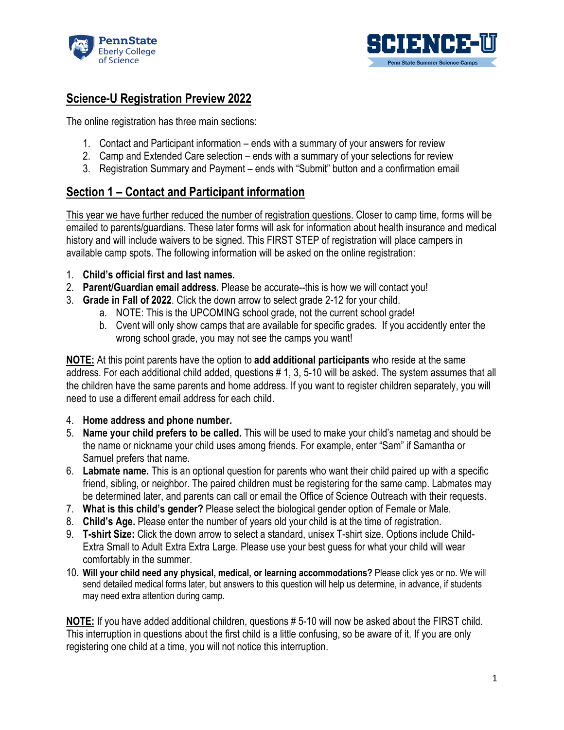PennState Eberly College of Science

SCIENCE-U

Penn State Summer Science Camps

## Science-U Registration Preview 2022

The online registration has three main sections:

1. Contact and Participant information – ends with a summary of your answers for review
2. Camp and Extended Care selection – ends with a summary of your selections for review
3. Registration Summary and Payment – ends with "Submit" button and a confirmation email

## Section 1 – Contact and Participant information

This year we have further reduced the number of registration questions. Closer to camp time, forms will be emailed to parents/guardians. These later forms will ask for information about health insurance and medical history and will include waivers to be signed. This FIRST STEP of registration will place campers in available camp spots. The following information will be asked on the online registration:

1. **Child's official first and last names.**
2. **Parent/Guardian email address.** Please be accurate--this is how we will contact you!
3. **Grade in Fall of 2022**. Click the down arrow to select grade 2-12 for your child.
   a. NOTE: This is the UPCOMING school grade, not the current school grade!
   b. Cvent will only show camps that are available for specific grades. If you accidently enter the wrong school grade, you may not see the camps you want!

**NOTE:** At this point parents have the option to **add additional participants** who reside at the same address. For each additional child added, questions # 1, 3, 5-10 will be asked. The system assumes that all the children have the same parents and home address. If you want to register children separately, you will need to use a different email address for each child.

4. **Home address and phone number.**
5. **Name your child prefers to be called.** This will be used to make your child's nametag and should be the name or nickname your child uses among friends. For example, enter "Sam" if Samantha or Samuel prefers that name.
6. **Labmate name.** This is an optional question for parents who want their child paired up with a specific friend, sibling, or neighbor. The paired children must be registering for the same camp. Labmates may be determined later, and parents can call or email the Office of Science Outreach with their requests.
7. **What is this child's gender?** Please select the biological gender option of Female or Male.
8. **Child's Age.** Please enter the number of years old your child is at the time of registration.
9. **T-shirt Size:** Click the down arrow to select a standard, unisex T-shirt size. Options include Child-Extra Small to Adult Extra Extra Large. Please use your best guess for what your child will wear comfortably in the summer.
10. **Will your child need any physical, medical, or learning accommodations?** Please click yes or no. We will send detailed medical forms later, but answers to this question will help us determine, in advance, if students may need extra attention during camp.

**NOTE:** If you have added additional children, questions # 5-10 will now be asked about the FIRST child. This interruption in questions about the first child is a little confusing, so be aware of it. If you are only registering one child at a time, you will not notice this interruption.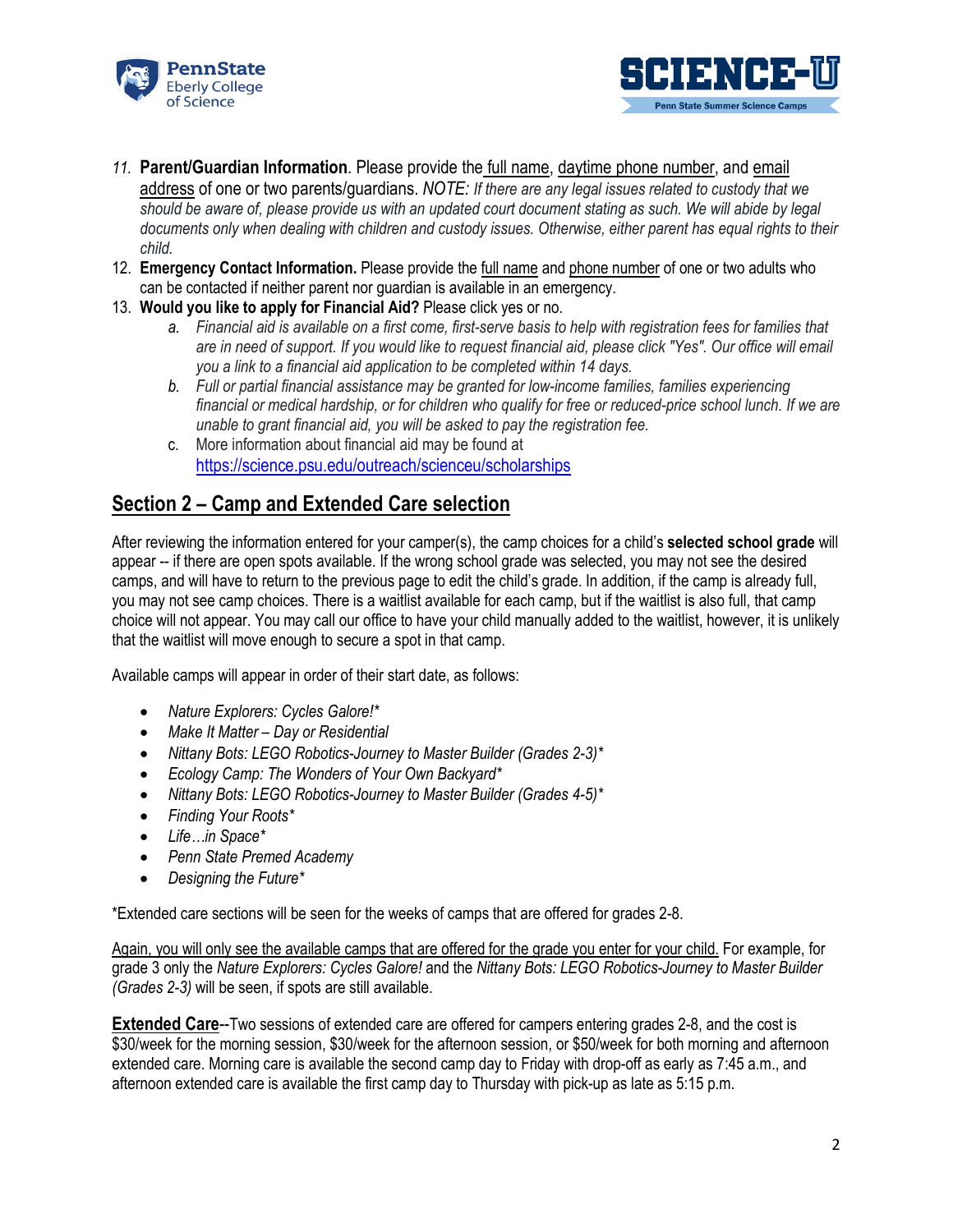11. **Parent/Guardian Information**. Please provide the full name, daytime phone number, and email address of one or two parents/guardians. *NOTE: If there are any legal issues related to custody that we should be aware of, please provide us with an updated court document stating as such. We will abide by legal documents only when dealing with children and custody issues. Otherwise, either parent has equal rights to their child.*
12. **Emergency Contact Information.** Please provide the full name and phone number of one or two adults who can be contacted if neither parent nor guardian is available in an emergency.
13. **Would you like to apply for Financial Aid?** Please click yes or no.
    a. *Financial aid is available on a first come, first-serve basis to help with registration fees for families that are in need of support. If you would like to request financial aid, please click "Yes". Our office will email you a link to a financial aid application to be completed within 14 days.*
    b. *Full or partial financial assistance may be granted for low-income families, families experiencing financial or medical hardship, or for children who qualify for free or reduced-price school lunch. If we are unable to grant financial aid, you will be asked to pay the registration fee.*
    c. More information about financial aid may be found at https://science.psu.edu/outreach/scienceu/scholarships

## Section 2 – Camp and Extended Care selection

After reviewing the information entered for your camper(s), the camp choices for a child's **selected school grade** will appear -- if there are open spots available. If the wrong school grade was selected, you may not see the desired camps, and will have to return to the previous page to edit the child's grade. In addition, if the camp is already full, you may not see camp choices. There is a waitlist available for each camp, but if the waitlist is also full, that camp choice will not appear. You may call our office to have your child manually added to the waitlist, however, it is unlikely that the waitlist will move enough to secure a spot in that camp.

Available camps will appear in order of their start date, as follows:

- *Nature Explorers: Cycles Galore!**
- *Make It Matter – Day or Residential*
- *Nittany Bots: LEGO Robotics-Journey to Master Builder (Grades 2-3)**
- *Ecology Camp: The Wonders of Your Own Backyard**
- *Nittany Bots: LEGO Robotics-Journey to Master Builder (Grades 4-5)**
- *Finding Your Roots**
- *Life…in Space**
- *Penn State Premed Academy*
- *Designing the Future**

*Extended care sections will be seen for the weeks of camps that are offered for grades 2-8.

Again, you will only see the available camps that are offered for the grade you enter for your child. For example, for grade 3 only the *Nature Explorers: Cycles Galore!* and the *Nittany Bots: LEGO Robotics-Journey to Master Builder (Grades 2-3)* will be seen, if spots are still available.

**Extended Care**--Two sessions of extended care are offered for campers entering grades 2-8, and the cost is $30/week for the morning session, $30/week for the afternoon session, or $50/week for both morning and afternoon extended care. Morning care is available the second camp day to Friday with drop-off as early as 7:45 a.m., and afternoon extended care is available the first camp day to Thursday with pick-up as late as 5:15 p.m.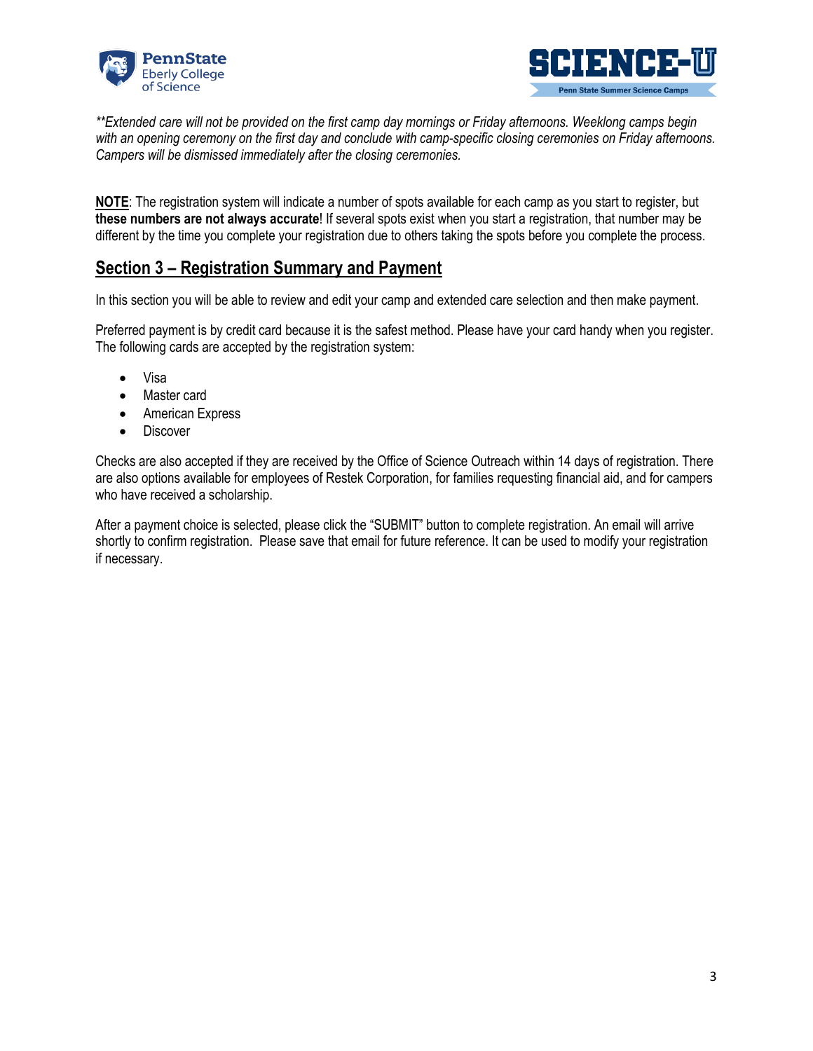*\*\*Extended care will not be provided on the first camp day mornings or Friday afternoons. Weeklong camps begin with an opening ceremony on the first day and conclude with camp-specific closing ceremonies on Friday afternoons. Campers will be dismissed immediately after the closing ceremonies.*

**NOTE**: The registration system will indicate a number of spots available for each camp as you start to register, but **these numbers are not always accurate**! If several spots exist when you start a registration, that number may be different by the time you complete your registration due to others taking the spots before you complete the process.

## Section 3 – Registration Summary and Payment

In this section you will be able to review and edit your camp and extended care selection and then make payment.

Preferred payment is by credit card because it is the safest method. Please have your card handy when you register. The following cards are accepted by the registration system:

- Visa
- Master card
- American Express
- Discover

Checks are also accepted if they are received by the Office of Science Outreach within 14 days of registration. There are also options available for employees of Restek Corporation, for families requesting financial aid, and for campers who have received a scholarship.

After a payment choice is selected, please click the "SUBMIT" button to complete registration. An email will arrive shortly to confirm registration. Please save that email for future reference. It can be used to modify your registration if necessary.